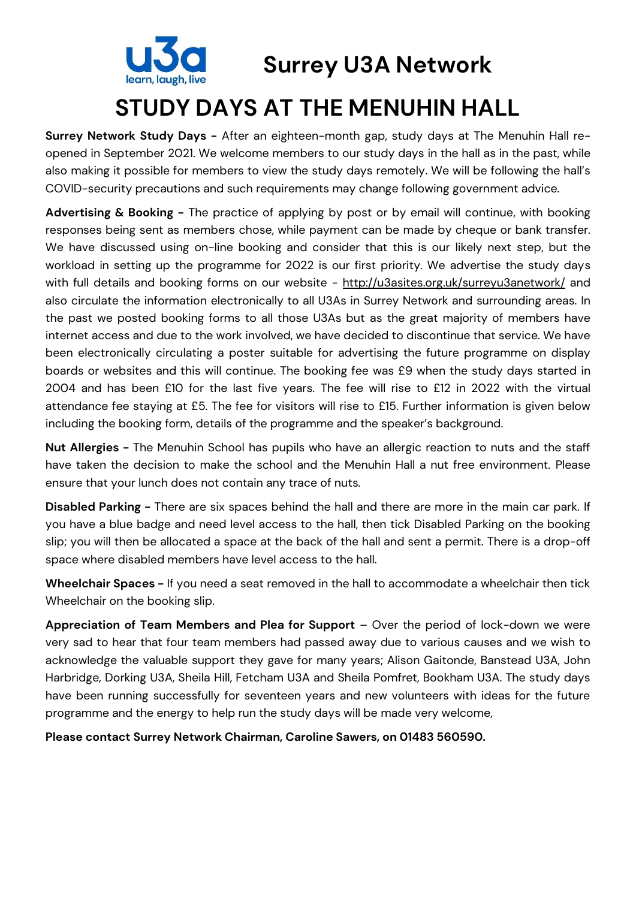# Surey U3A Network

u3a learn, laugh, live

# Surrey U3A Network

## STUDY DAYS AT THE MENUHIN HALL

**Surrey Network Study Days -** After an eighteen-month gap, study days at The Menuhin Hall re-opened in September 2021. We welcome members to our study days in the hall as in the past, while also making it possible for members to view the study days remotely. We will be following the hall's COVID-security precautions and such requirements may change following government advice.

**Advertising & Booking -** The practice of applying by post or by email will continue, with booking responses being sent as members chose, while payment can be made by cheque or bank transfer. We have discussed using on-line booking and consider that this is our likely next step, but the workload in setting up the programme for 2022 is our first priority. We advertise the study days with full details and booking forms on our website - http://u3asites.org.uk/surreyu3anetwork/ and also circulate the information electronically to all U3As in Surrey Network and surrounding areas. In the past we posted booking forms to all those U3As but as the great majority of members have internet access and due to the work involved, we have decided to discontinue that service. We have been electronically circulating a poster suitable for advertising the future programme on display boards or websites and this will continue. The booking fee was £9 when the study days started in 2004 and has been £10 for the last five years. The fee will rise to £12 in 2022 with the virtual attendance fee staying at £5. The fee for visitors will rise to £15. Further information is given below including the booking form, details of the programme and the speaker's background.

**Nut Allergies -** The Menuhin School has pupils who have an allergic reaction to nuts and the staff have taken the decision to make the school and the Menuhin Hall a nut free environment. Please ensure that your lunch does not contain any trace of nuts.

**Disabled Parking -** There are six spaces behind the hall and there are more in the main car park. If you have a blue badge and need level access to the hall, then tick Disabled Parking on the booking slip; you will then be allocated a space at the back of the hall and sent a permit. There is a drop-off space where disabled members have level access to the hall.

**Wheelchair Spaces -** If you need a seat removed in the hall to accommodate a wheelchair then tick Wheelchair on the booking slip.

**Appreciation of Team Members and Plea for Support** – Over the period of lock-down we were very sad to hear that four team members had passed away due to various causes and we wish to acknowledge the valuable support they gave for many years; Alison Gaitonde, Banstead U3A, John Harbridge, Dorking U3A, Sheila Hill, Fetcham U3A and Sheila Pomfret, Bookham U3A. The study days have been running successfully for seventeen years and new volunteers with ideas for the future programme and the energy to help run the study days will be made very welcome,

**Please contact Surrey Network Chairman, Caroline Sawers, on 01483 560590.**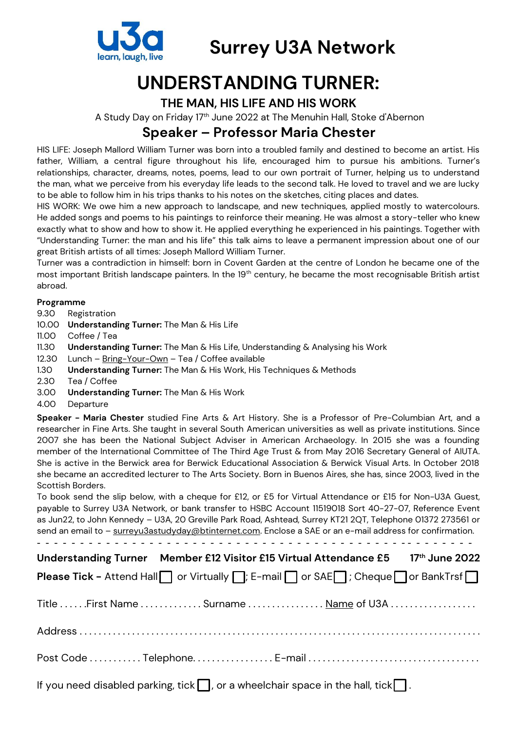u3a learn, laugh, live

# Surrey U3A Network

# UNDERSTANDING TURNER:

## THE MAN, HIS LIFE AND HIS WORK

A Study Day on Friday 17th June 2022 at The Menuhin Hall, Stoke d'Abernon

## Speaker – Professor Maria Chester

HIS LIFE: Joseph Mallord William Turner was born into a troubled family and destined to become an artist. His father, William, a central figure throughout his life, encouraged him to pursue his ambitions. Turner's relationships, character, dreams, notes, poems, lead to our own portrait of Turner, helping us to understand the man, what we perceive from his everyday life leads to the second talk. He loved to travel and we are lucky to be able to follow him in his trips thanks to his notes on the sketches, citing places and dates.

HIS WORK: We owe him a new approach to landscape, and new techniques, applied mostly to watercolours. He added songs and poems to his paintings to reinforce their meaning. He was almost a story-teller who knew exactly what to show and how to show it. He applied everything he experienced in his paintings. Together with "Understanding Turner: the man and his life" this talk aims to leave a permanent impression about one of our great British artists of all times: Joseph Mallord William Turner.

Turner was a contradiction in himself: born in Covent Garden at the centre of London he became one of the most important British landscape painters. In the 19th century, he became the most recognisable British artist abroad.

**Programme**

- 9.30 Registration
- 10.00 **Understanding Turner:** The Man & His Life
- 11.00 Coffee / Tea
- 11.30 **Understanding Turner:** The Man & His Life, Understanding & Analysing his Work
- 12.30 Lunch – Bring-Your-Own – Tea / Coffee available
- 1.30 **Understanding Turner:** The Man & His Work, His Techniques & Methods
- 2.30 Tea / Coffee
- 3.00 **Understanding Turner:** The Man & His Work
- 4.00 Departure

**Speaker - Maria Chester** studied Fine Arts & Art History. She is a Professor of Pre-Columbian Art, and a researcher in Fine Arts. She taught in several South American universities as well as private institutions. Since 2007 she has been the National Subject Adviser in American Archaeology. In 2015 she was a founding member of the International Committee of The Third Age Trust & from May 2016 Secretary General of AIUTA. She is active in the Berwick area for Berwick Educational Association & Berwick Visual Arts. In October 2018 she became an accredited lecturer to The Arts Society. Born in Buenos Aires, she has, since 2003, lived in the Scottish Borders.

To book send the slip below, with a cheque for £12, or £5 for Virtual Attendance or £15 for Non-U3A Guest, payable to Surrey U3A Network, or bank transfer to HSBC Account 11519018 Sort 40-27-07, Reference Event as Jun22, to John Kennedy – U3A, 20 Greville Park Road, Ashtead, Surrey KT21 2QT, Telephone 01372 273561 or send an email to – surreyu3astudyday@btinternet.com. Enclose a SAE or an e-mail address for confirmation.

- - - - - - - - - - - - - - - - - - - - - - - - - - - - - - - - - - - - - - - - - - - - - -

**Understanding Turner Member £12 Visitor £15 Virtual Attendance £5 17th June 2022**

**Please Tick -** Attend Hall ☐ or Virtually ☐; E-mail ☐ or SAE ☐; Cheque ☐ or BankTrsf ☐

Title . . . . . .First Name . . . . . . . . . . . . . Surname . . . . . . . . . . . . . . . . Name of U3A . . . . . . . . . . . . . . . . . .

Address . . . . . . . . . . . . . . . . . . . . . . . . . . . . . . . . . . . . . . . . . . . . . . . . . . . . . . . . . . . . . . . . . . . . . . . . . . . . .

Post Code . . . . . . . . . . . Telephone. . . . . . . . . . . . . . . . . E-mail . . . . . . . . . . . . . . . . . . . . . . . . . . . . . . . . . .

If you need disabled parking, tick ☐, or a wheelchair space in the hall, tick ☐.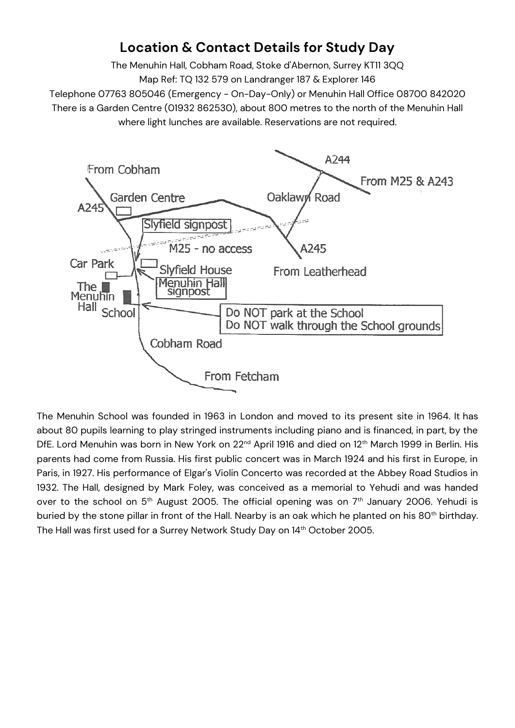## Location & Contact Details for Study Day

The Menuhin Hall, Cobham Road, Stoke d'Abernon, Surrey KT11 3QQ
Map Ref: TQ 132 579 on Landranger 187 & Explorer 146
Telephone 07763 805046 (Emergency - On-Day-Only) or Menuhin Hall Office 08700 842020
There is a Garden Centre (01932 862530), about 800 metres to the north of the Menuhin Hall where light lunches are available. Reservations are not required.

A244
From M25 & A243
From Cobham
Garden Centre
Oaklawn Road
A245
Slyfield signpost
M25 - no access
A245
Car Park
Slyfield House
From Leatherhead
The Menuhin Hall
Menuhin Hall signpost
School
Do NOT park at the School
Do NOT walk through the School grounds
Cobham Road
From Fetcham

The Menuhin School was founded in 1963 in London and moved to its present site in 1964. It has about 80 pupils learning to play stringed instruments including piano and is financed, in part, by the DfE. Lord Menuhin was born in New York on 22nd April 1916 and died on 12th March 1999 in Berlin. His parents had come from Russia. His first public concert was in March 1924 and his first in Europe, in Paris, in 1927. His performance of Elgar's Violin Concerto was recorded at the Abbey Road Studios in 1932. The Hall, designed by Mark Foley, was conceived as a memorial to Yehudi and was handed over to the school on 5th August 2005. The official opening was on 7th January 2006. Yehudi is buried by the stone pillar in front of the Hall. Nearby is an oak which he planted on his 80th birthday. The Hall was first used for a Surrey Network Study Day on 14th October 2005.